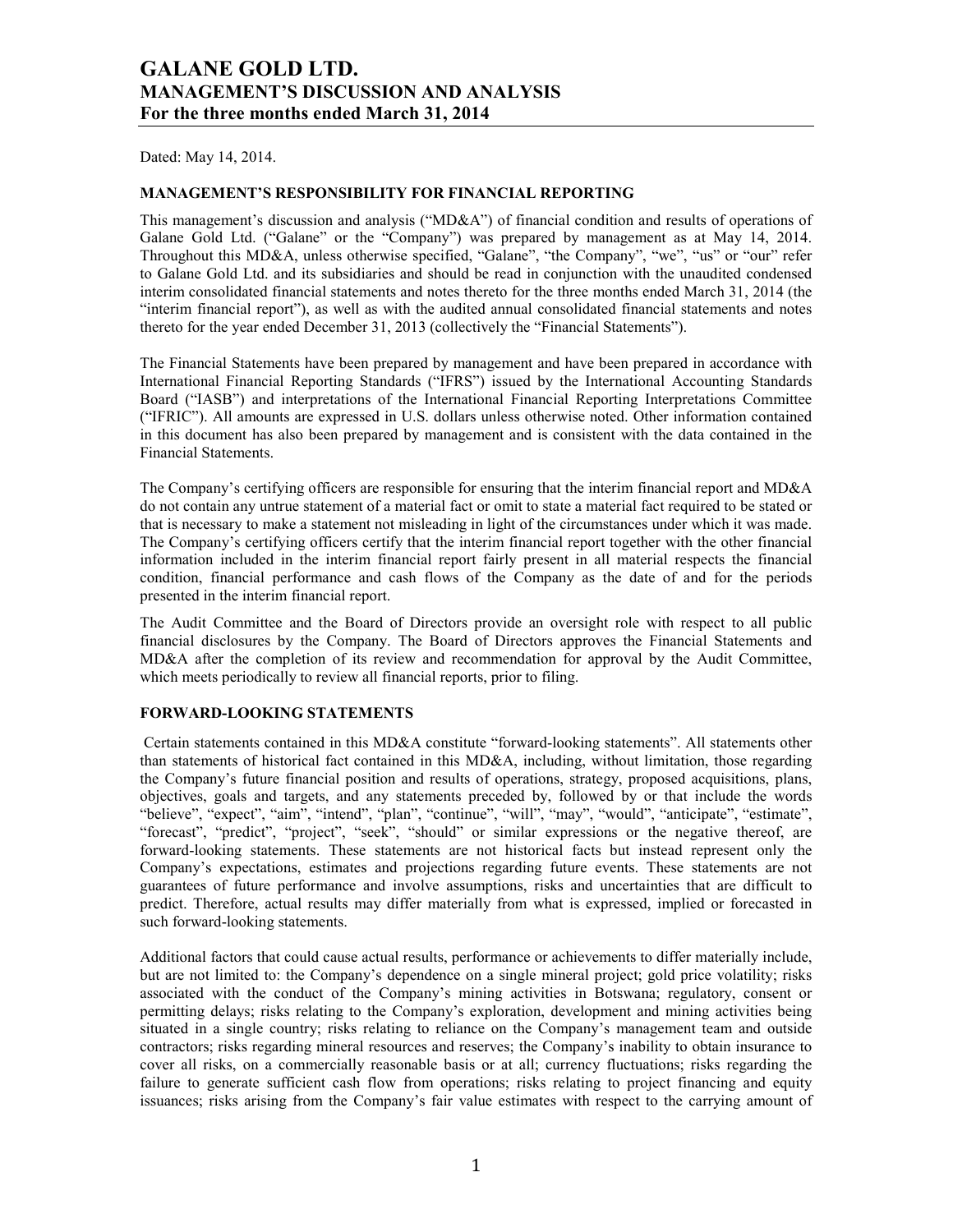# GALANE GOLD LTD.
# MANAGEMENT'S DISCUSSION AND ANALYSIS
# For the three months ended March 31, 2014

Dated: May 14, 2014.

## MANAGEMENT'S RESPONSIBILITY FOR FINANCIAL REPORTING

This management's discussion and analysis ("MD&A") of financial condition and results of operations of Galane Gold Ltd. ("Galane" or the "Company") was prepared by management as at May 14, 2014. Throughout this MD&A, unless otherwise specified, "Galane", "the Company", "we", "us" or "our" refer to Galane Gold Ltd. and its subsidiaries and should be read in conjunction with the unaudited condensed interim consolidated financial statements and notes thereto for the three months ended March 31, 2014 (the "interim financial report"), as well as with the audited annual consolidated financial statements and notes thereto for the year ended December 31, 2013 (collectively the "Financial Statements").

The Financial Statements have been prepared by management and have been prepared in accordance with International Financial Reporting Standards ("IFRS") issued by the International Accounting Standards Board ("IASB") and interpretations of the International Financial Reporting Interpretations Committee ("IFRIC"). All amounts are expressed in U.S. dollars unless otherwise noted. Other information contained in this document has also been prepared by management and is consistent with the data contained in the Financial Statements.

The Company's certifying officers are responsible for ensuring that the interim financial report and MD&A do not contain any untrue statement of a material fact or omit to state a material fact required to be stated or that is necessary to make a statement not misleading in light of the circumstances under which it was made. The Company's certifying officers certify that the interim financial report together with the other financial information included in the interim financial report fairly present in all material respects the financial condition, financial performance and cash flows of the Company as the date of and for the periods presented in the interim financial report.

The Audit Committee and the Board of Directors provide an oversight role with respect to all public financial disclosures by the Company. The Board of Directors approves the Financial Statements and MD&A after the completion of its review and recommendation for approval by the Audit Committee, which meets periodically to review all financial reports, prior to filing.

## FORWARD-LOOKING STATEMENTS

Certain statements contained in this MD&A constitute "forward-looking statements". All statements other than statements of historical fact contained in this MD&A, including, without limitation, those regarding the Company's future financial position and results of operations, strategy, proposed acquisitions, plans, objectives, goals and targets, and any statements preceded by, followed by or that include the words "believe", "expect", "aim", "intend", "plan", "continue", "will", "may", "would", "anticipate", "estimate", "forecast", "predict", "project", "seek", "should" or similar expressions or the negative thereof, are forward-looking statements. These statements are not historical facts but instead represent only the Company's expectations, estimates and projections regarding future events. These statements are not guarantees of future performance and involve assumptions, risks and uncertainties that are difficult to predict. Therefore, actual results may differ materially from what is expressed, implied or forecasted in such forward-looking statements.

Additional factors that could cause actual results, performance or achievements to differ materially include, but are not limited to: the Company's dependence on a single mineral project; gold price volatility; risks associated with the conduct of the Company's mining activities in Botswana; regulatory, consent or permitting delays; risks relating to the Company's exploration, development and mining activities being situated in a single country; risks relating to reliance on the Company's management team and outside contractors; risks regarding mineral resources and reserves; the Company's inability to obtain insurance to cover all risks, on a commercially reasonable basis or at all; currency fluctuations; risks regarding the failure to generate sufficient cash flow from operations; risks relating to project financing and equity issuances; risks arising from the Company's fair value estimates with respect to the carrying amount of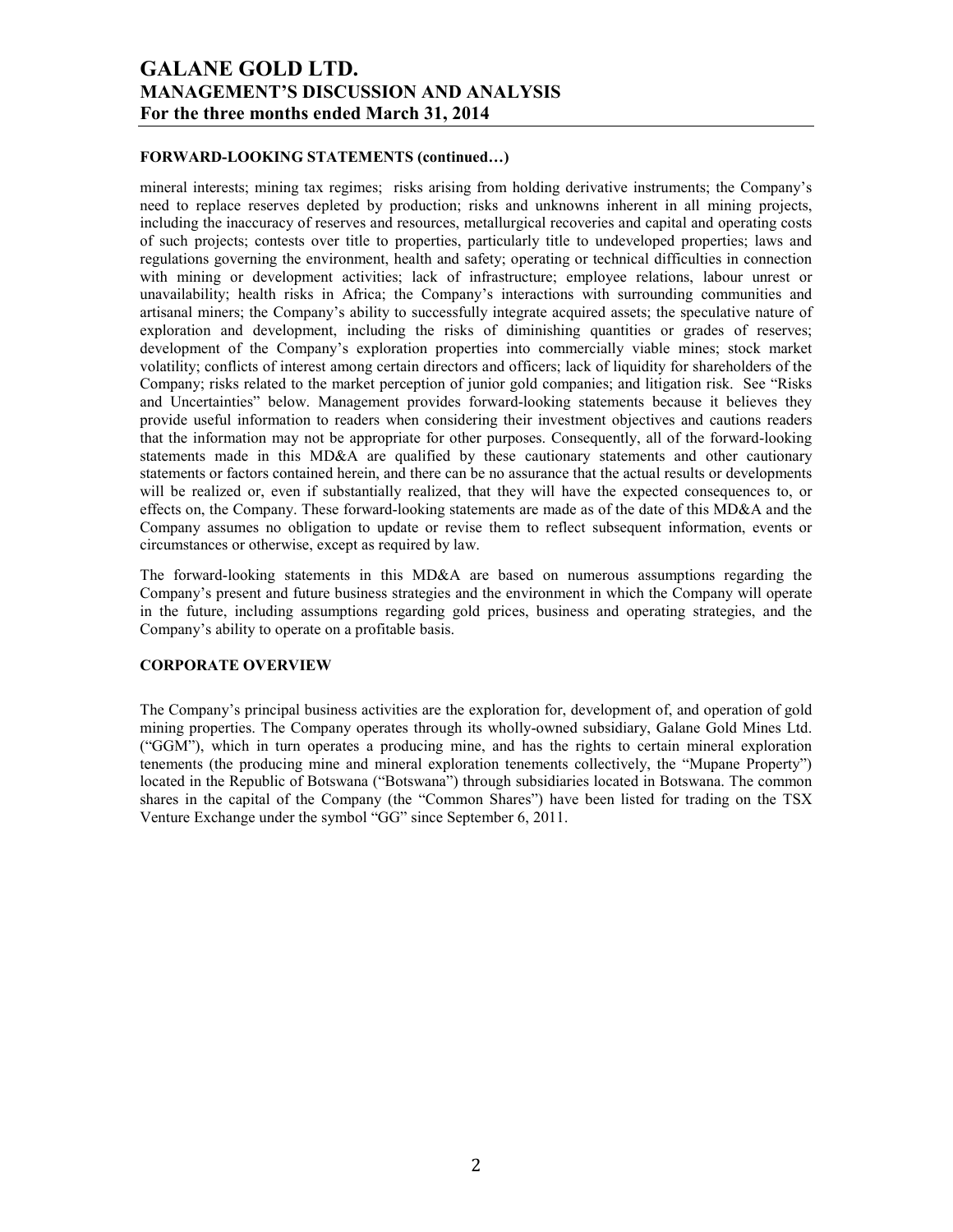#### FORWARD-LOOKING STATEMENTS (continued…)

mineral interests; mining tax regimes; risks arising from holding derivative instruments; the Company's need to replace reserves depleted by production; risks and unknowns inherent in all mining projects, including the inaccuracy of reserves and resources, metallurgical recoveries and capital and operating costs of such projects; contests over title to properties, particularly title to undeveloped properties; laws and regulations governing the environment, health and safety; operating or technical difficulties in connection with mining or development activities; lack of infrastructure; employee relations, labour unrest or unavailability; health risks in Africa; the Company's interactions with surrounding communities and artisanal miners; the Company's ability to successfully integrate acquired assets; the speculative nature of exploration and development, including the risks of diminishing quantities or grades of reserves; development of the Company's exploration properties into commercially viable mines; stock market volatility; conflicts of interest among certain directors and officers; lack of liquidity for shareholders of the Company; risks related to the market perception of junior gold companies; and litigation risk. See "Risks and Uncertainties" below. Management provides forward-looking statements because it believes they provide useful information to readers when considering their investment objectives and cautions readers that the information may not be appropriate for other purposes. Consequently, all of the forward-looking statements made in this MD&A are qualified by these cautionary statements and other cautionary statements or factors contained herein, and there can be no assurance that the actual results or developments will be realized or, even if substantially realized, that they will have the expected consequences to, or effects on, the Company. These forward-looking statements are made as of the date of this MD&A and the Company assumes no obligation to update or revise them to reflect subsequent information, events or circumstances or otherwise, except as required by law.

The forward-looking statements in this MD&A are based on numerous assumptions regarding the Company's present and future business strategies and the environment in which the Company will operate in the future, including assumptions regarding gold prices, business and operating strategies, and the Company's ability to operate on a profitable basis.

#### CORPORATE OVERVIEW

The Company's principal business activities are the exploration for, development of, and operation of gold mining properties. The Company operates through its wholly-owned subsidiary, Galane Gold Mines Ltd. ("GGM"), which in turn operates a producing mine, and has the rights to certain mineral exploration tenements (the producing mine and mineral exploration tenements collectively, the "Mupane Property") located in the Republic of Botswana ("Botswana") through subsidiaries located in Botswana. The common shares in the capital of the Company (the "Common Shares") have been listed for trading on the TSX Venture Exchange under the symbol "GG" since September 6, 2011.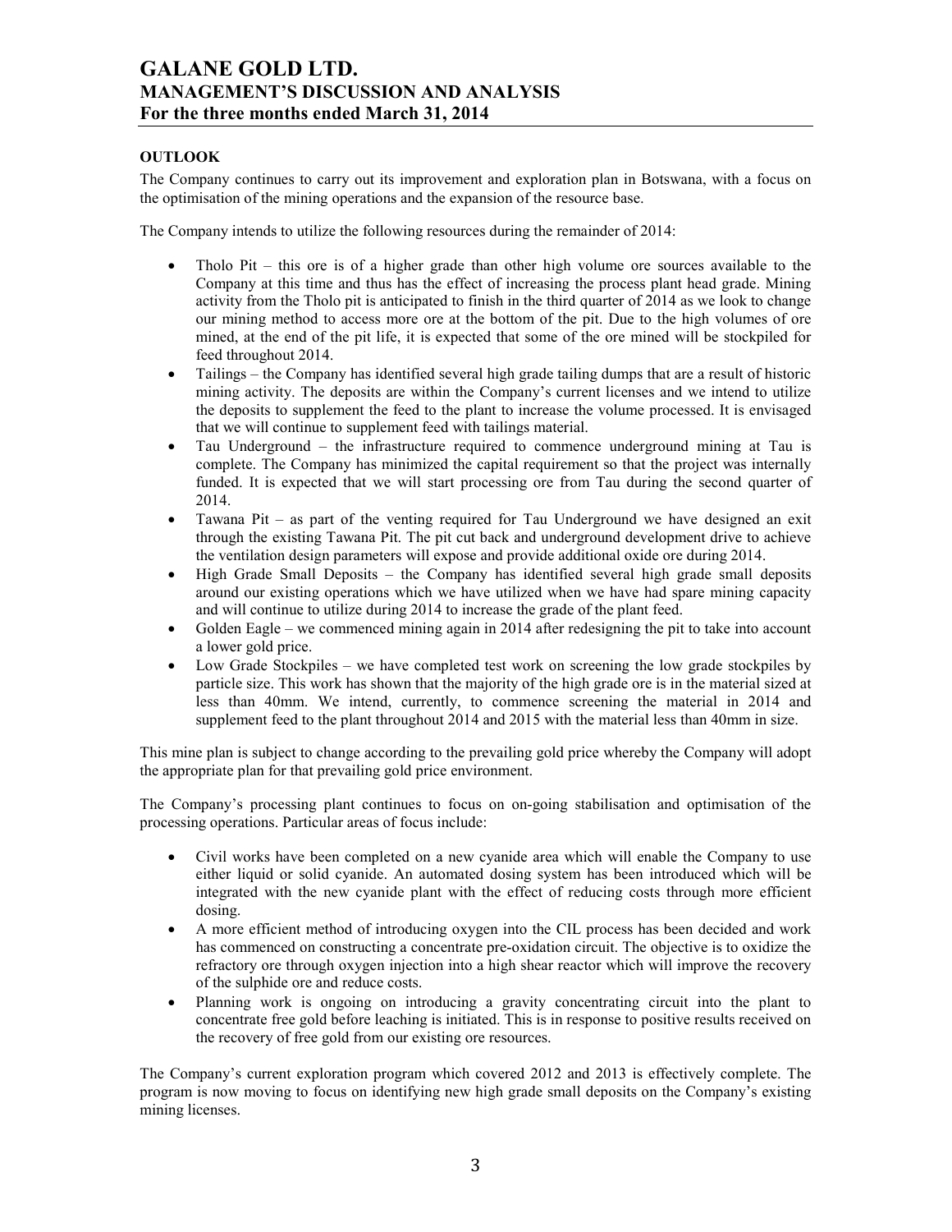## OUTLOOK

The Company continues to carry out its improvement and exploration plan in Botswana, with a focus on the optimisation of the mining operations and the expansion of the resource base.

The Company intends to utilize the following resources during the remainder of 2014:

- Tholo Pit – this ore is of a higher grade than other high volume ore sources available to the Company at this time and thus has the effect of increasing the process plant head grade. Mining activity from the Tholo pit is anticipated to finish in the third quarter of 2014 as we look to change our mining method to access more ore at the bottom of the pit. Due to the high volumes of ore mined, at the end of the pit life, it is expected that some of the ore mined will be stockpiled for feed throughout 2014.
- Tailings – the Company has identified several high grade tailing dumps that are a result of historic mining activity. The deposits are within the Company's current licenses and we intend to utilize the deposits to supplement the feed to the plant to increase the volume processed. It is envisaged that we will continue to supplement feed with tailings material.
- Tau Underground – the infrastructure required to commence underground mining at Tau is complete. The Company has minimized the capital requirement so that the project was internally funded. It is expected that we will start processing ore from Tau during the second quarter of 2014.
- Tawana Pit – as part of the venting required for Tau Underground we have designed an exit through the existing Tawana Pit. The pit cut back and underground development drive to achieve the ventilation design parameters will expose and provide additional oxide ore during 2014.
- High Grade Small Deposits – the Company has identified several high grade small deposits around our existing operations which we have utilized when we have had spare mining capacity and will continue to utilize during 2014 to increase the grade of the plant feed.
- Golden Eagle – we commenced mining again in 2014 after redesigning the pit to take into account a lower gold price.
- Low Grade Stockpiles – we have completed test work on screening the low grade stockpiles by particle size. This work has shown that the majority of the high grade ore is in the material sized at less than 40mm. We intend, currently, to commence screening the material in 2014 and supplement feed to the plant throughout 2014 and 2015 with the material less than 40mm in size.

This mine plan is subject to change according to the prevailing gold price whereby the Company will adopt the appropriate plan for that prevailing gold price environment.

The Company's processing plant continues to focus on on-going stabilisation and optimisation of the processing operations. Particular areas of focus include:

- Civil works have been completed on a new cyanide area which will enable the Company to use either liquid or solid cyanide. An automated dosing system has been introduced which will be integrated with the new cyanide plant with the effect of reducing costs through more efficient dosing.
- A more efficient method of introducing oxygen into the CIL process has been decided and work has commenced on constructing a concentrate pre-oxidation circuit. The objective is to oxidize the refractory ore through oxygen injection into a high shear reactor which will improve the recovery of the sulphide ore and reduce costs.
- Planning work is ongoing on introducing a gravity concentrating circuit into the plant to concentrate free gold before leaching is initiated. This is in response to positive results received on the recovery of free gold from our existing ore resources.

The Company's current exploration program which covered 2012 and 2013 is effectively complete. The program is now moving to focus on identifying new high grade small deposits on the Company's existing mining licenses.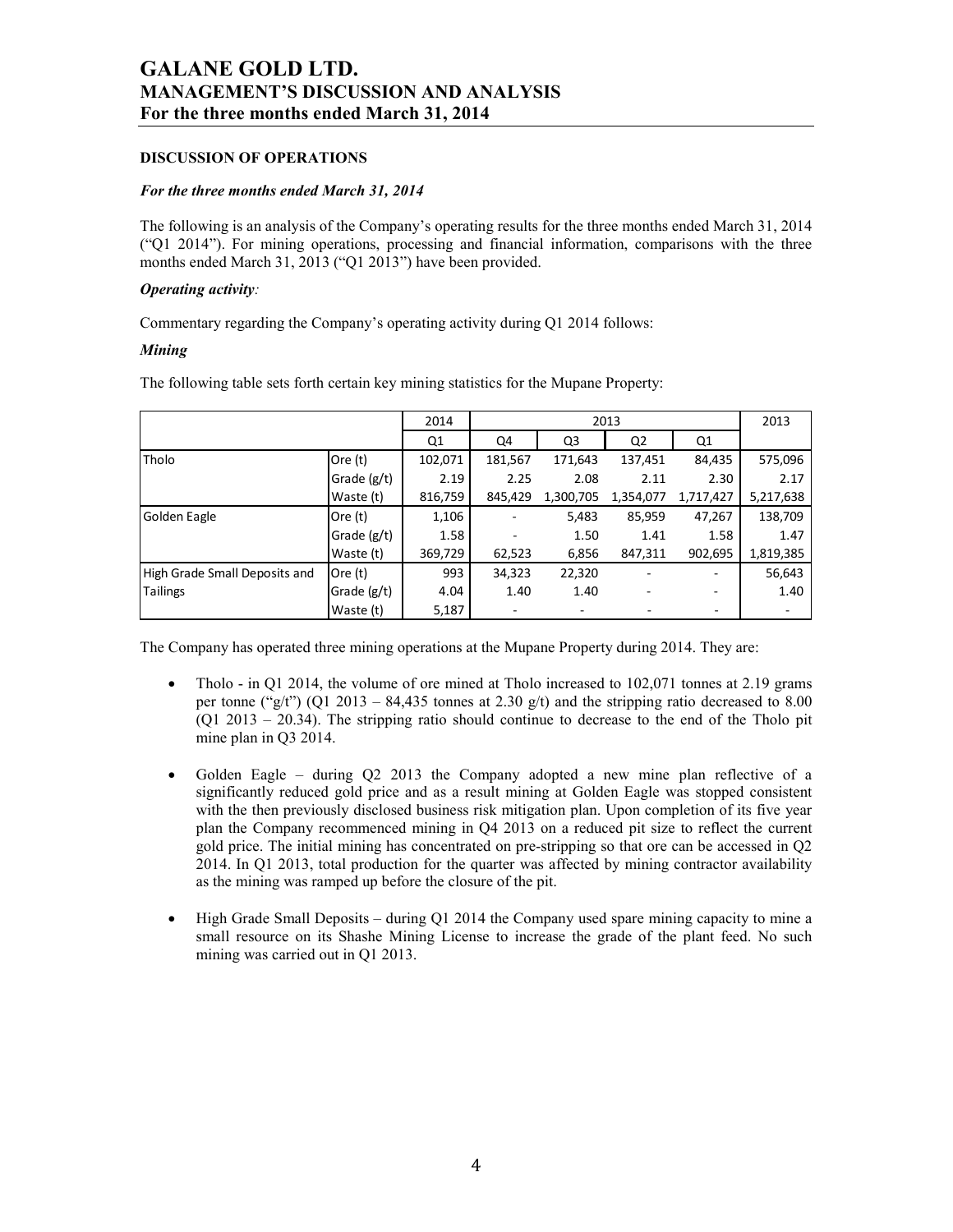# GALANE GOLD LTD.
# MANAGEMENT'S DISCUSSION AND ANALYSIS
# For the three months ended March 31, 2014

### DISCUSSION OF OPERATIONS

***For the three months ended March 31, 2014***

The following is an analysis of the Company's operating results for the three months ended March 31, 2014 ("Q1 2014"). For mining operations, processing and financial information, comparisons with the three months ended March 31, 2013 ("Q1 2013") have been provided.

***Operating activity:***

Commentary regarding the Company's operating activity during Q1 2014 follows:

***Mining***

The following table sets forth certain key mining statistics for the Mupane Property:

| | | 2014 | 2013 | | | | 2013 |
|---|---|---|---|---|---|---|---|
| | | Q1 | Q4 | Q3 | Q2 | Q1 | |
| Tholo | Ore (t) | 102,071 | 181,567 | 171,643 | 137,451 | 84,435 | 575,096 |
| | Grade (g/t) | 2.19 | 2.25 | 2.08 | 2.11 | 2.30 | 2.17 |
| | Waste (t) | 816,759 | 845,429 | 1,300,705 | 1,354,077 | 1,717,427 | 5,217,638 |
| Golden Eagle | Ore (t) | 1,106 | - | 5,483 | 85,959 | 47,267 | 138,709 |
| | Grade (g/t) | 1.58 | - | 1.50 | 1.41 | 1.58 | 1.47 |
| | Waste (t) | 369,729 | 62,523 | 6,856 | 847,311 | 902,695 | 1,819,385 |
| High Grade Small Deposits and Tailings | Ore (t) | 993 | 34,323 | 22,320 | - | - | 56,643 |
| | Grade (g/t) | 4.04 | 1.40 | 1.40 | - | - | 1.40 |
| | Waste (t) | 5,187 | - | - | - | - | - |

The Company has operated three mining operations at the Mupane Property during 2014. They are:

- Tholo - in Q1 2014, the volume of ore mined at Tholo increased to 102,071 tonnes at 2.19 grams per tonne ("g/t") (Q1 2013 – 84,435 tonnes at 2.30 g/t) and the stripping ratio decreased to 8.00 (Q1 2013 – 20.34). The stripping ratio should continue to decrease to the end of the Tholo pit mine plan in Q3 2014.

- Golden Eagle – during Q2 2013 the Company adopted a new mine plan reflective of a significantly reduced gold price and as a result mining at Golden Eagle was stopped consistent with the then previously disclosed business risk mitigation plan. Upon completion of its five year plan the Company recommenced mining in Q4 2013 on a reduced pit size to reflect the current gold price. The initial mining has concentrated on pre-stripping so that ore can be accessed in Q2 2014. In Q1 2013, total production for the quarter was affected by mining contractor availability as the mining was ramped up before the closure of the pit.

- High Grade Small Deposits – during Q1 2014 the Company used spare mining capacity to mine a small resource on its Shashe Mining License to increase the grade of the plant feed. No such mining was carried out in Q1 2013.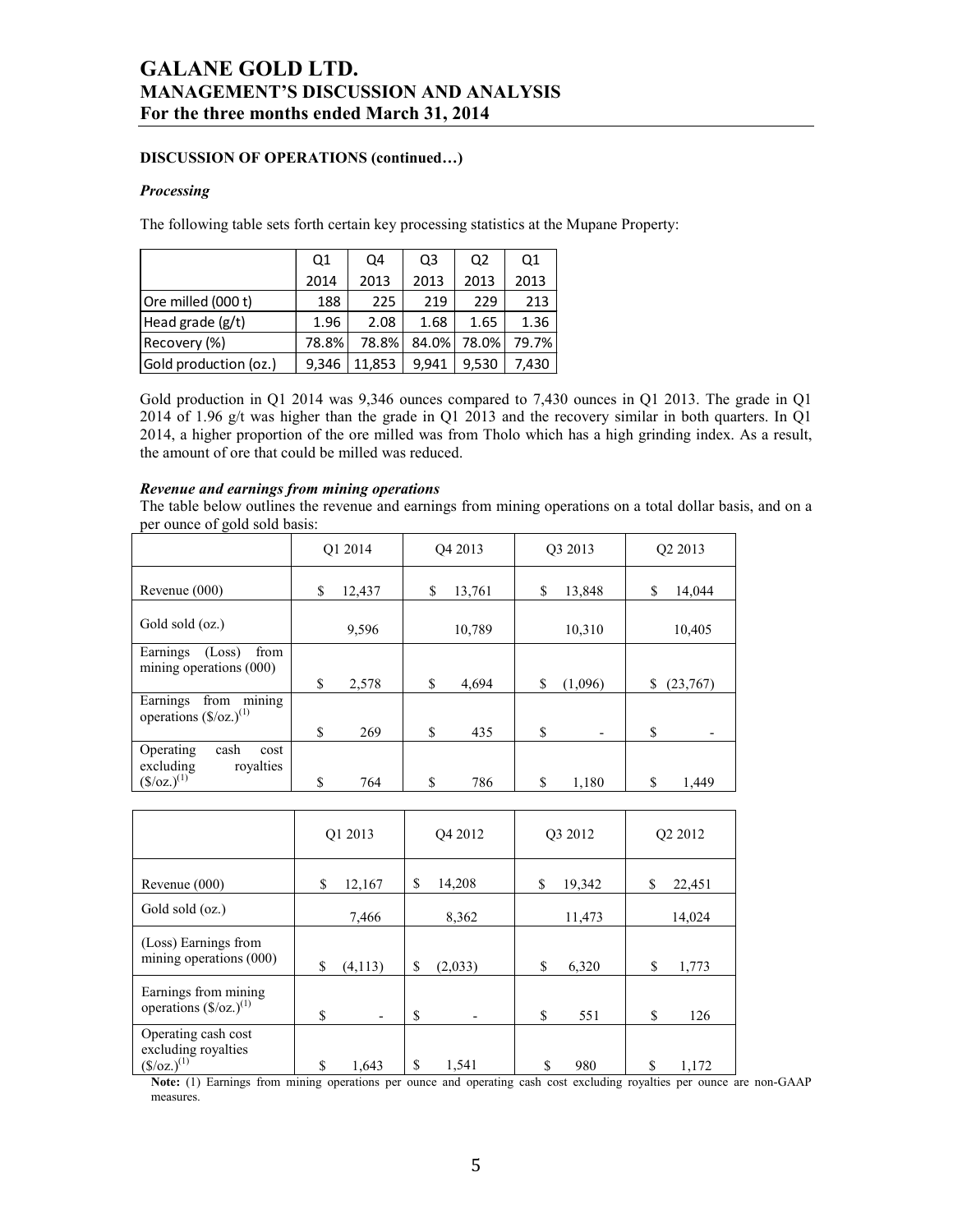**DISCUSSION OF OPERATIONS (continued…)**

***Processing***

The following table sets forth certain key processing statistics at the Mupane Property:

| | Q1 2014 | Q4 2013 | Q3 2013 | Q2 2013 | Q1 2013 |
|---|---|---|---|---|---|
| Ore milled (000 t) | 188 | 225 | 219 | 229 | 213 |
| Head grade (g/t) | 1.96 | 2.08 | 1.68 | 1.65 | 1.36 |
| Recovery (%) | 78.8% | 78.8% | 84.0% | 78.0% | 79.7% |
| Gold production (oz.) | 9,346 | 11,853 | 9,941 | 9,530 | 7,430 |

Gold production in Q1 2014 was 9,346 ounces compared to 7,430 ounces in Q1 2013. The grade in Q1 2014 of 1.96 g/t was higher than the grade in Q1 2013 and the recovery similar in both quarters. In Q1 2014, a higher proportion of the ore milled was from Tholo which has a high grinding index. As a result, the amount of ore that could be milled was reduced.

***Revenue and earnings from mining operations***

The table below outlines the revenue and earnings from mining operations on a total dollar basis, and on a per ounce of gold sold basis:

| | Q1 2014 | Q4 2013 | Q3 2013 | Q2 2013 |
|---|---|---|---|---|
| Revenue (000) | $ 12,437 | $ 13,761 | $ 13,848 | $ 14,044 |
| Gold sold (oz.) | 9,596 | 10,789 | 10,310 | 10,405 |
| Earnings (Loss) from mining operations (000) | $ 2,578 | $ 4,694 | $ (1,096) | $ (23,767) |
| Earnings from mining operations ($/oz.)(1) | $ 269 | $ 435 | $ - | $ - |
| Operating cash cost excluding royalties ($/oz.)(1) | $ 764 | $ 786 | $ 1,180 | $ 1,449 |

| | Q1 2013 | Q4 2012 | Q3 2012 | Q2 2012 |
|---|---|---|---|---|
| Revenue (000) | $ 12,167 | $ 14,208 | $ 19,342 | $ 22,451 |
| Gold sold (oz.) | 7,466 | 8,362 | 11,473 | 14,024 |
| (Loss) Earnings from mining operations (000) | $ (4,113) | $ (2,033) | $ 6,320 | $ 1,773 |
| Earnings from mining operations ($/oz.)(1) | $ - | $ - | $ 551 | $ 126 |
| Operating cash cost excluding royalties ($/oz.)(1) | $ 1,643 | $ 1,541 | $ 980 | $ 1,172 |

**Note:** (1) Earnings from mining operations per ounce and operating cash cost excluding royalties per ounce are non-GAAP measures.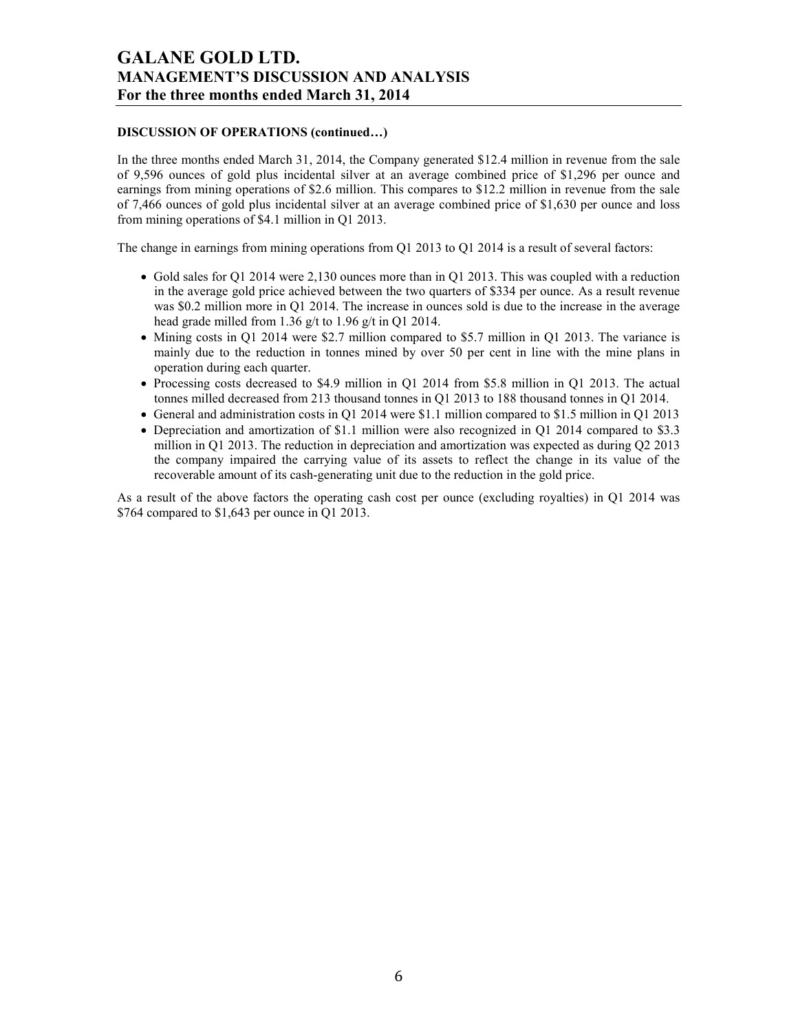### DISCUSSION OF OPERATIONS (continued…)

In the three months ended March 31, 2014, the Company generated $12.4 million in revenue from the sale of 9,596 ounces of gold plus incidental silver at an average combined price of $1,296 per ounce and earnings from mining operations of $2.6 million. This compares to $12.2 million in revenue from the sale of 7,466 ounces of gold plus incidental silver at an average combined price of $1,630 per ounce and loss from mining operations of $4.1 million in Q1 2013.

The change in earnings from mining operations from Q1 2013 to Q1 2014 is a result of several factors:

- Gold sales for Q1 2014 were 2,130 ounces more than in Q1 2013. This was coupled with a reduction in the average gold price achieved between the two quarters of $334 per ounce. As a result revenue was $0.2 million more in Q1 2014. The increase in ounces sold is due to the increase in the average head grade milled from 1.36 g/t to 1.96 g/t in Q1 2014.
- Mining costs in Q1 2014 were $2.7 million compared to $5.7 million in Q1 2013. The variance is mainly due to the reduction in tonnes mined by over 50 per cent in line with the mine plans in operation during each quarter.
- Processing costs decreased to $4.9 million in Q1 2014 from $5.8 million in Q1 2013. The actual tonnes milled decreased from 213 thousand tonnes in Q1 2013 to 188 thousand tonnes in Q1 2014.
- General and administration costs in Q1 2014 were $1.1 million compared to $1.5 million in Q1 2013
- Depreciation and amortization of $1.1 million were also recognized in Q1 2014 compared to $3.3 million in Q1 2013. The reduction in depreciation and amortization was expected as during Q2 2013 the company impaired the carrying value of its assets to reflect the change in its value of the recoverable amount of its cash-generating unit due to the reduction in the gold price.

As a result of the above factors the operating cash cost per ounce (excluding royalties) in Q1 2014 was $764 compared to $1,643 per ounce in Q1 2013.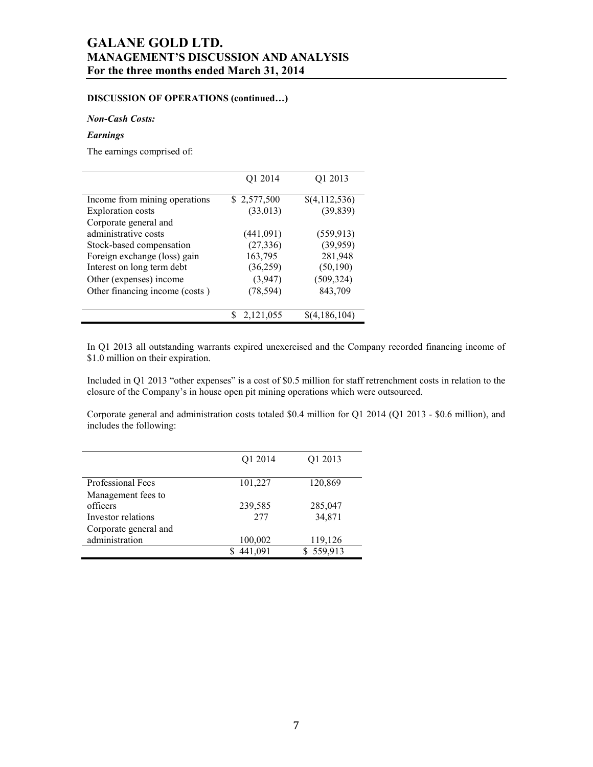**DISCUSSION OF OPERATIONS (continued…)**

***Non-Cash Costs:***

***Earnings***

The earnings comprised of:

| | Q1 2014 | Q1 2013 |
|---|---|---|
| Income from mining operations | $ 2,577,500 | $(4,112,536) |
| Exploration costs | (33,013) | (39,839) |
| Corporate general and administrative costs | (441,091) | (559,913) |
| Stock-based compensation | (27,336) | (39,959) |
| Foreign exchange (loss) gain | 163,795 | 281,948 |
| Interest on long term debt | (36,259) | (50,190) |
| Other (expenses) income | (3,947) | (509,324) |
| Other financing income (costs ) | (78,594) | 843,709 |
| | $ 2,121,055 | $(4,186,104) |

In Q1 2013 all outstanding warrants expired unexercised and the Company recorded financing income of $1.0 million on their expiration.

Included in Q1 2013 "other expenses" is a cost of $0.5 million for staff retrenchment costs in relation to the closure of the Company's in house open pit mining operations which were outsourced.

Corporate general and administration costs totaled $0.4 million for Q1 2014 (Q1 2013 - $0.6 million), and includes the following:

| | Q1 2014 | Q1 2013 |
|---|---|---|
| Professional Fees | 101,227 | 120,869 |
| Management fees to officers | 239,585 | 285,047 |
| Investor relations | 277 | 34,871 |
| Corporate general and administration | 100,002 | 119,126 |
| | $ 441,091 | $ 559,913 |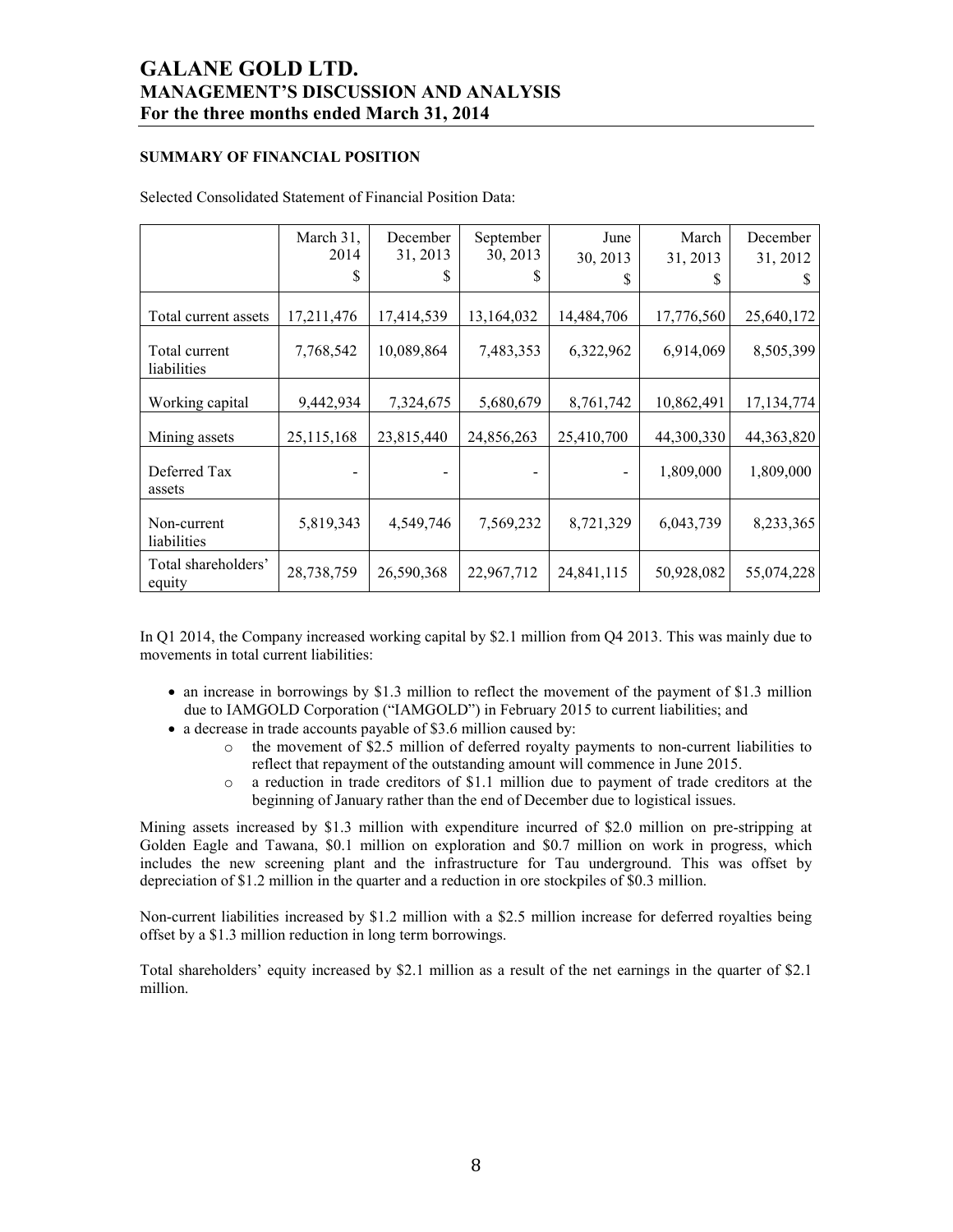## SUMMARY OF FINANCIAL POSITION

Selected Consolidated Statement of Financial Position Data:

| | March 31, 2014 $ | December 31, 2013 $ | September 30, 2013 $ | June 30, 2013 $ | March 31, 2013 $ | December 31, 2012 $ |
|---|---|---|---|---|---|---|
| Total current assets | 17,211,476 | 17,414,539 | 13,164,032 | 14,484,706 | 17,776,560 | 25,640,172 |
| Total current liabilities | 7,768,542 | 10,089,864 | 7,483,353 | 6,322,962 | 6,914,069 | 8,505,399 |
| Working capital | 9,442,934 | 7,324,675 | 5,680,679 | 8,761,742 | 10,862,491 | 17,134,774 |
| Mining assets | 25,115,168 | 23,815,440 | 24,856,263 | 25,410,700 | 44,300,330 | 44,363,820 |
| Deferred Tax assets | - | - | - | - | 1,809,000 | 1,809,000 |
| Non-current liabilities | 5,819,343 | 4,549,746 | 7,569,232 | 8,721,329 | 6,043,739 | 8,233,365 |
| Total shareholders' equity | 28,738,759 | 26,590,368 | 22,967,712 | 24,841,115 | 50,928,082 | 55,074,228 |

In Q1 2014, the Company increased working capital by $2.1 million from Q4 2013. This was mainly due to movements in total current liabilities:

- an increase in borrowings by $1.3 million to reflect the movement of the payment of $1.3 million due to IAMGOLD Corporation ("IAMGOLD") in February 2015 to current liabilities; and
- a decrease in trade accounts payable of $3.6 million caused by:
  - the movement of $2.5 million of deferred royalty payments to non-current liabilities to reflect that repayment of the outstanding amount will commence in June 2015.
  - a reduction in trade creditors of $1.1 million due to payment of trade creditors at the beginning of January rather than the end of December due to logistical issues.

Mining assets increased by $1.3 million with expenditure incurred of $2.0 million on pre-stripping at Golden Eagle and Tawana, $0.1 million on exploration and $0.7 million on work in progress, which includes the new screening plant and the infrastructure for Tau underground. This was offset by depreciation of $1.2 million in the quarter and a reduction in ore stockpiles of $0.3 million.

Non-current liabilities increased by $1.2 million with a $2.5 million increase for deferred royalties being offset by a $1.3 million reduction in long term borrowings.

Total shareholders' equity increased by $2.1 million as a result of the net earnings in the quarter of $2.1 million.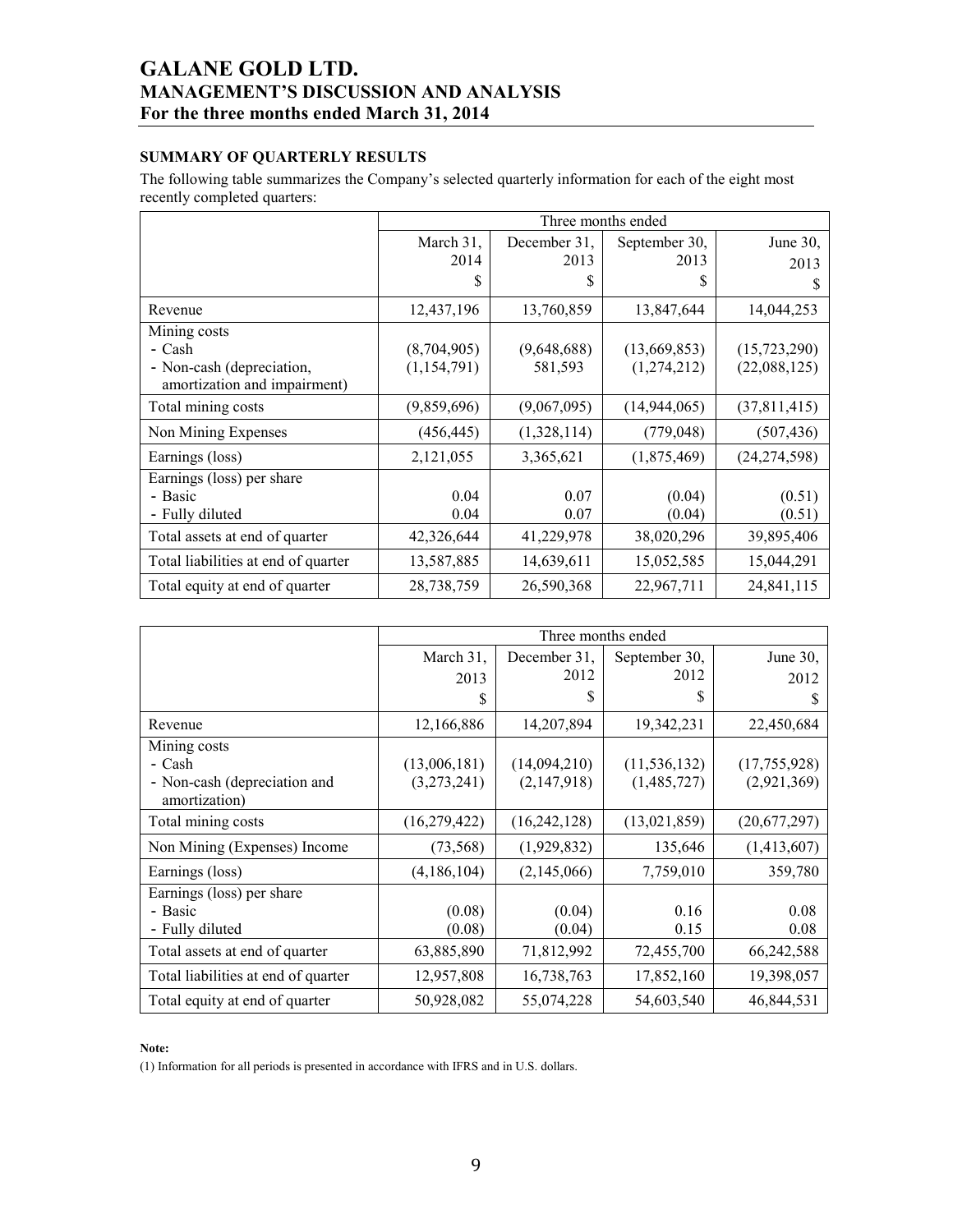## SUMMARY OF QUARTERLY RESULTS

The following table summarizes the Company's selected quarterly information for each of the eight most recently completed quarters:

| | Three months ended | | | |
|---|---|---|---|---|
| | March 31, 2014 $ | December 31, 2013 $ | September 30, 2013 $ | June 30, 2013 $ |
| Revenue | 12,437,196 | 13,760,859 | 13,847,644 | 14,044,253 |
| Mining costs<br>- Cash<br>- Non-cash (depreciation, amortization and impairment) | <br>(8,704,905)<br>(1,154,791) | <br>(9,648,688)<br>581,593 | <br>(13,669,853)<br>(1,274,212) | <br>(15,723,290)<br>(22,088,125) |
| Total mining costs | (9,859,696) | (9,067,095) | (14,944,065) | (37,811,415) |
| Non Mining Expenses | (456,445) | (1,328,114) | (779,048) | (507,436) |
| Earnings (loss) | 2,121,055 | 3,365,621 | (1,875,469) | (24,274,598) |
| Earnings (loss) per share<br>- Basic<br>- Fully diluted | <br>0.04<br>0.04 | <br>0.07<br>0.07 | <br>(0.04)<br>(0.04) | <br>(0.51)<br>(0.51) |
| Total assets at end of quarter | 42,326,644 | 41,229,978 | 38,020,296 | 39,895,406 |
| Total liabilities at end of quarter | 13,587,885 | 14,639,611 | 15,052,585 | 15,044,291 |
| Total equity at end of quarter | 28,738,759 | 26,590,368 | 22,967,711 | 24,841,115 |

| | Three months ended | | | |
|---|---|---|---|---|
| | March 31, 2013 $ | December 31, 2012 $ | September 30, 2012 $ | June 30, 2012 $ |
| Revenue | 12,166,886 | 14,207,894 | 19,342,231 | 22,450,684 |
| Mining costs<br>- Cash<br>- Non-cash (depreciation and amortization) | <br>(13,006,181)<br>(3,273,241) | <br>(14,094,210)<br>(2,147,918) | <br>(11,536,132)<br>(1,485,727) | <br>(17,755,928)<br>(2,921,369) |
| Total mining costs | (16,279,422) | (16,242,128) | (13,021,859) | (20,677,297) |
| Non Mining (Expenses) Income | (73,568) | (1,929,832) | 135,646 | (1,413,607) |
| Earnings (loss) | (4,186,104) | (2,145,066) | 7,759,010 | 359,780 |
| Earnings (loss) per share<br>- Basic<br>- Fully diluted | <br>(0.08)<br>(0.08) | <br>(0.04)<br>(0.04) | <br>0.16<br>0.15 | <br>0.08<br>0.08 |
| Total assets at end of quarter | 63,885,890 | 71,812,992 | 72,455,700 | 66,242,588 |
| Total liabilities at end of quarter | 12,957,808 | 16,738,763 | 17,852,160 | 19,398,057 |
| Total equity at end of quarter | 50,928,082 | 55,074,228 | 54,603,540 | 46,844,531 |

**Note:**

(1) Information for all periods is presented in accordance with IFRS and in U.S. dollars.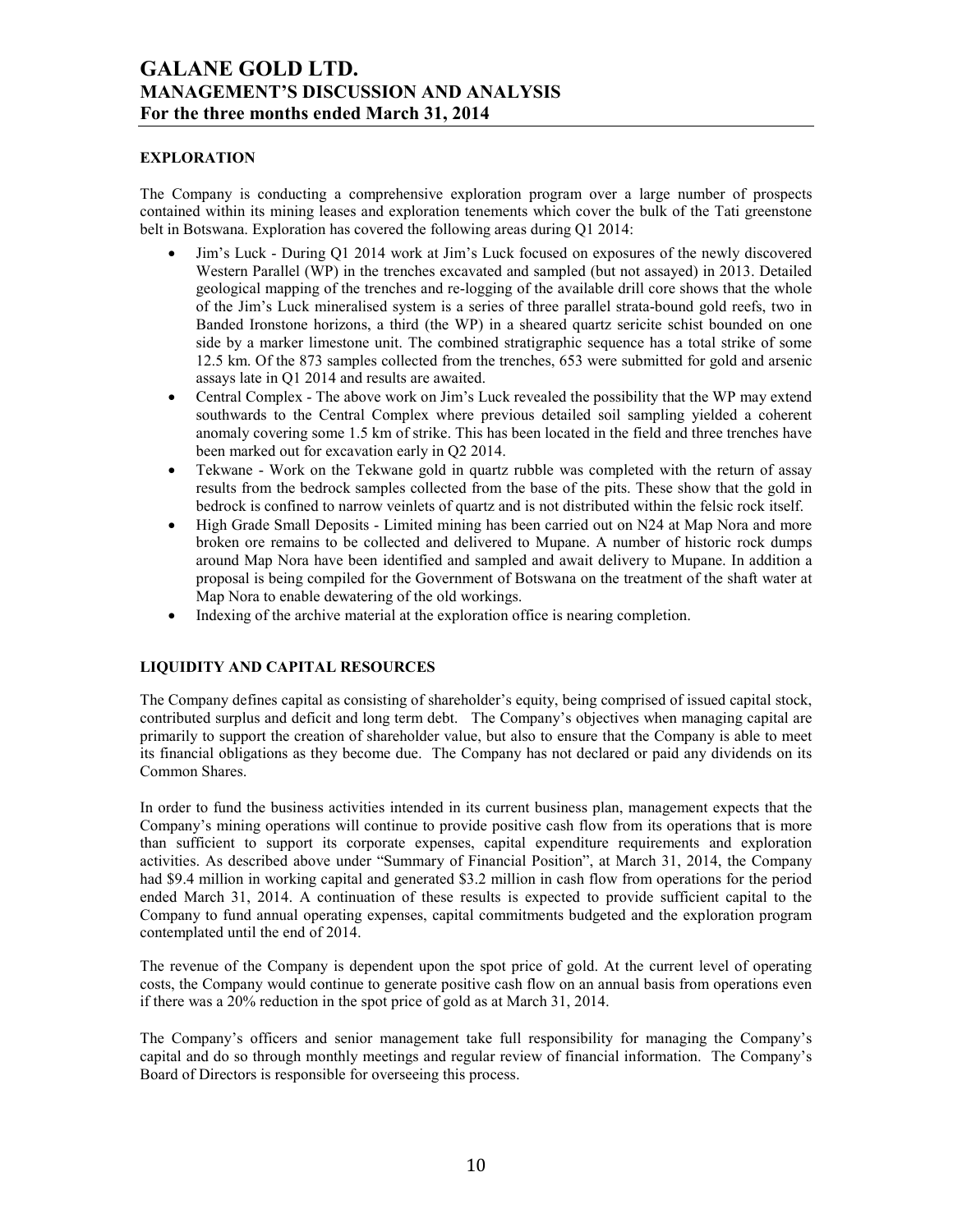## EXPLORATION

The Company is conducting a comprehensive exploration program over a large number of prospects contained within its mining leases and exploration tenements which cover the bulk of the Tati greenstone belt in Botswana. Exploration has covered the following areas during Q1 2014:

- Jim's Luck - During Q1 2014 work at Jim's Luck focused on exposures of the newly discovered Western Parallel (WP) in the trenches excavated and sampled (but not assayed) in 2013. Detailed geological mapping of the trenches and re-logging of the available drill core shows that the whole of the Jim's Luck mineralised system is a series of three parallel strata-bound gold reefs, two in Banded Ironstone horizons, a third (the WP) in a sheared quartz sericite schist bounded on one side by a marker limestone unit. The combined stratigraphic sequence has a total strike of some 12.5 km. Of the 873 samples collected from the trenches, 653 were submitted for gold and arsenic assays late in Q1 2014 and results are awaited.
- Central Complex - The above work on Jim's Luck revealed the possibility that the WP may extend southwards to the Central Complex where previous detailed soil sampling yielded a coherent anomaly covering some 1.5 km of strike. This has been located in the field and three trenches have been marked out for excavation early in Q2 2014.
- Tekwane - Work on the Tekwane gold in quartz rubble was completed with the return of assay results from the bedrock samples collected from the base of the pits. These show that the gold in bedrock is confined to narrow veinlets of quartz and is not distributed within the felsic rock itself.
- High Grade Small Deposits - Limited mining has been carried out on N24 at Map Nora and more broken ore remains to be collected and delivered to Mupane. A number of historic rock dumps around Map Nora have been identified and sampled and await delivery to Mupane. In addition a proposal is being compiled for the Government of Botswana on the treatment of the shaft water at Map Nora to enable dewatering of the old workings.
- Indexing of the archive material at the exploration office is nearing completion.

## LIQUIDITY AND CAPITAL RESOURCES

The Company defines capital as consisting of shareholder's equity, being comprised of issued capital stock, contributed surplus and deficit and long term debt. The Company's objectives when managing capital are primarily to support the creation of shareholder value, but also to ensure that the Company is able to meet its financial obligations as they become due. The Company has not declared or paid any dividends on its Common Shares.

In order to fund the business activities intended in its current business plan, management expects that the Company's mining operations will continue to provide positive cash flow from its operations that is more than sufficient to support its corporate expenses, capital expenditure requirements and exploration activities. As described above under "Summary of Financial Position", at March 31, 2014, the Company had $9.4 million in working capital and generated $3.2 million in cash flow from operations for the period ended March 31, 2014. A continuation of these results is expected to provide sufficient capital to the Company to fund annual operating expenses, capital commitments budgeted and the exploration program contemplated until the end of 2014.

The revenue of the Company is dependent upon the spot price of gold. At the current level of operating costs, the Company would continue to generate positive cash flow on an annual basis from operations even if there was a 20% reduction in the spot price of gold as at March 31, 2014.

The Company's officers and senior management take full responsibility for managing the Company's capital and do so through monthly meetings and regular review of financial information. The Company's Board of Directors is responsible for overseeing this process.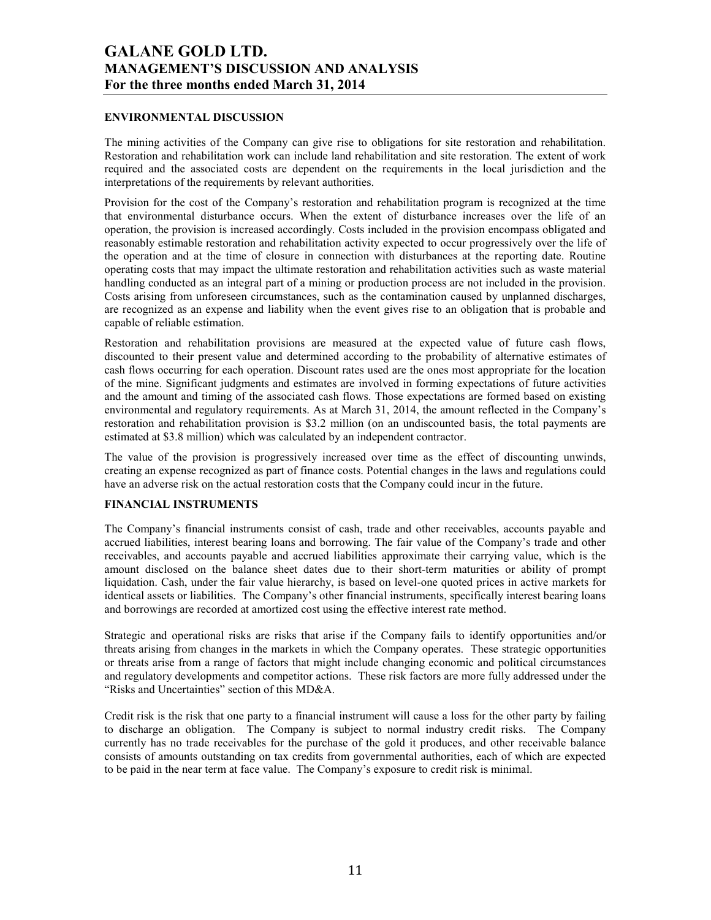## ENVIRONMENTAL DISCUSSION

The mining activities of the Company can give rise to obligations for site restoration and rehabilitation. Restoration and rehabilitation work can include land rehabilitation and site restoration. The extent of work required and the associated costs are dependent on the requirements in the local jurisdiction and the interpretations of the requirements by relevant authorities.

Provision for the cost of the Company's restoration and rehabilitation program is recognized at the time that environmental disturbance occurs. When the extent of disturbance increases over the life of an operation, the provision is increased accordingly. Costs included in the provision encompass obligated and reasonably estimable restoration and rehabilitation activity expected to occur progressively over the life of the operation and at the time of closure in connection with disturbances at the reporting date. Routine operating costs that may impact the ultimate restoration and rehabilitation activities such as waste material handling conducted as an integral part of a mining or production process are not included in the provision. Costs arising from unforeseen circumstances, such as the contamination caused by unplanned discharges, are recognized as an expense and liability when the event gives rise to an obligation that is probable and capable of reliable estimation.

Restoration and rehabilitation provisions are measured at the expected value of future cash flows, discounted to their present value and determined according to the probability of alternative estimates of cash flows occurring for each operation. Discount rates used are the ones most appropriate for the location of the mine. Significant judgments and estimates are involved in forming expectations of future activities and the amount and timing of the associated cash flows. Those expectations are formed based on existing environmental and regulatory requirements. As at March 31, 2014, the amount reflected in the Company's restoration and rehabilitation provision is \$3.2 million (on an undiscounted basis, the total payments are estimated at \$3.8 million) which was calculated by an independent contractor.

The value of the provision is progressively increased over time as the effect of discounting unwinds, creating an expense recognized as part of finance costs. Potential changes in the laws and regulations could have an adverse risk on the actual restoration costs that the Company could incur in the future.

## FINANCIAL INSTRUMENTS

The Company's financial instruments consist of cash, trade and other receivables, accounts payable and accrued liabilities, interest bearing loans and borrowing. The fair value of the Company's trade and other receivables, and accounts payable and accrued liabilities approximate their carrying value, which is the amount disclosed on the balance sheet dates due to their short-term maturities or ability of prompt liquidation. Cash, under the fair value hierarchy, is based on level-one quoted prices in active markets for identical assets or liabilities. The Company's other financial instruments, specifically interest bearing loans and borrowings are recorded at amortized cost using the effective interest rate method.

Strategic and operational risks are risks that arise if the Company fails to identify opportunities and/or threats arising from changes in the markets in which the Company operates. These strategic opportunities or threats arise from a range of factors that might include changing economic and political circumstances and regulatory developments and competitor actions. These risk factors are more fully addressed under the "Risks and Uncertainties" section of this MD&A.

Credit risk is the risk that one party to a financial instrument will cause a loss for the other party by failing to discharge an obligation. The Company is subject to normal industry credit risks. The Company currently has no trade receivables for the purchase of the gold it produces, and other receivable balance consists of amounts outstanding on tax credits from governmental authorities, each of which are expected to be paid in the near term at face value. The Company's exposure to credit risk is minimal.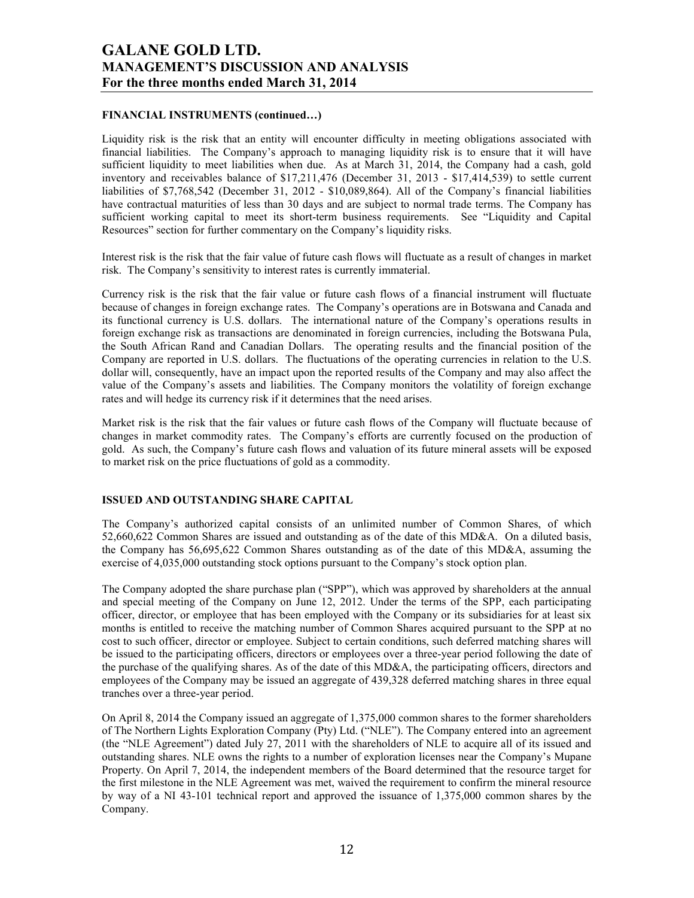#### FINANCIAL INSTRUMENTS (continued…)

Liquidity risk is the risk that an entity will encounter difficulty in meeting obligations associated with financial liabilities. The Company's approach to managing liquidity risk is to ensure that it will have sufficient liquidity to meet liabilities when due. As at March 31, 2014, the Company had a cash, gold inventory and receivables balance of $17,211,476 (December 31, 2013 - $17,414,539) to settle current liabilities of $7,768,542 (December 31, 2012 - $10,089,864). All of the Company's financial liabilities have contractual maturities of less than 30 days and are subject to normal trade terms. The Company has sufficient working capital to meet its short-term business requirements. See "Liquidity and Capital Resources" section for further commentary on the Company's liquidity risks.

Interest risk is the risk that the fair value of future cash flows will fluctuate as a result of changes in market risk. The Company's sensitivity to interest rates is currently immaterial.

Currency risk is the risk that the fair value or future cash flows of a financial instrument will fluctuate because of changes in foreign exchange rates. The Company's operations are in Botswana and Canada and its functional currency is U.S. dollars. The international nature of the Company's operations results in foreign exchange risk as transactions are denominated in foreign currencies, including the Botswana Pula, the South African Rand and Canadian Dollars. The operating results and the financial position of the Company are reported in U.S. dollars. The fluctuations of the operating currencies in relation to the U.S. dollar will, consequently, have an impact upon the reported results of the Company and may also affect the value of the Company's assets and liabilities. The Company monitors the volatility of foreign exchange rates and will hedge its currency risk if it determines that the need arises.

Market risk is the risk that the fair values or future cash flows of the Company will fluctuate because of changes in market commodity rates. The Company's efforts are currently focused on the production of gold. As such, the Company's future cash flows and valuation of its future mineral assets will be exposed to market risk on the price fluctuations of gold as a commodity.

#### ISSUED AND OUTSTANDING SHARE CAPITAL

The Company's authorized capital consists of an unlimited number of Common Shares, of which 52,660,622 Common Shares are issued and outstanding as of the date of this MD&A. On a diluted basis, the Company has 56,695,622 Common Shares outstanding as of the date of this MD&A, assuming the exercise of 4,035,000 outstanding stock options pursuant to the Company's stock option plan.

The Company adopted the share purchase plan ("SPP"), which was approved by shareholders at the annual and special meeting of the Company on June 12, 2012. Under the terms of the SPP, each participating officer, director, or employee that has been employed with the Company or its subsidiaries for at least six months is entitled to receive the matching number of Common Shares acquired pursuant to the SPP at no cost to such officer, director or employee. Subject to certain conditions, such deferred matching shares will be issued to the participating officers, directors or employees over a three-year period following the date of the purchase of the qualifying shares. As of the date of this MD&A, the participating officers, directors and employees of the Company may be issued an aggregate of 439,328 deferred matching shares in three equal tranches over a three-year period.

On April 8, 2014 the Company issued an aggregate of 1,375,000 common shares to the former shareholders of The Northern Lights Exploration Company (Pty) Ltd. ("NLE"). The Company entered into an agreement (the "NLE Agreement") dated July 27, 2011 with the shareholders of NLE to acquire all of its issued and outstanding shares. NLE owns the rights to a number of exploration licenses near the Company's Mupane Property. On April 7, 2014, the independent members of the Board determined that the resource target for the first milestone in the NLE Agreement was met, waived the requirement to confirm the mineral resource by way of a NI 43-101 technical report and approved the issuance of 1,375,000 common shares by the Company.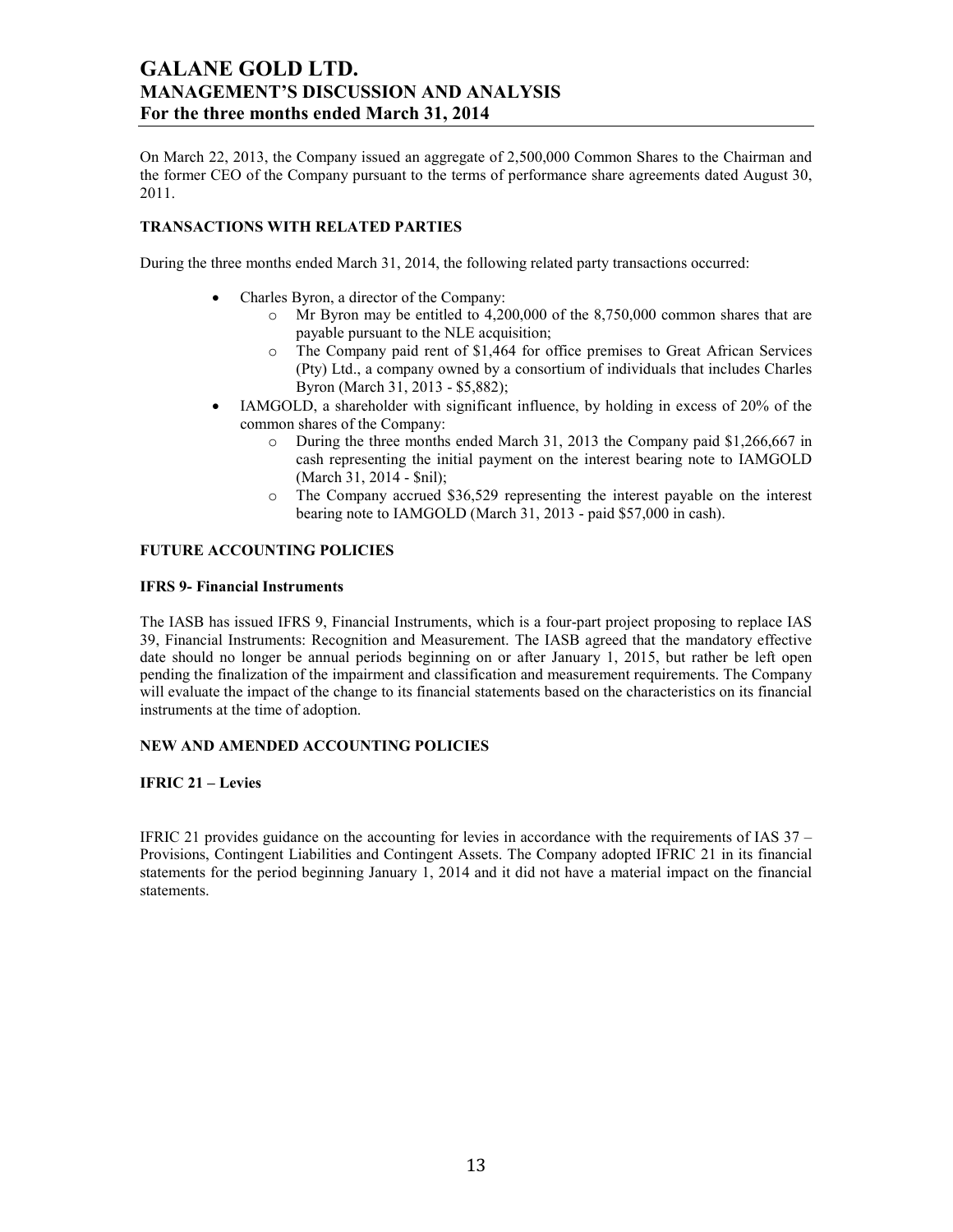On March 22, 2013, the Company issued an aggregate of 2,500,000 Common Shares to the Chairman and the former CEO of the Company pursuant to the terms of performance share agreements dated August 30, 2011.

**TRANSACTIONS WITH RELATED PARTIES**

During the three months ended March 31, 2014, the following related party transactions occurred:

- Charles Byron, a director of the Company:
  - Mr Byron may be entitled to 4,200,000 of the 8,750,000 common shares that are payable pursuant to the NLE acquisition;
  - The Company paid rent of $1,464 for office premises to Great African Services (Pty) Ltd., a company owned by a consortium of individuals that includes Charles Byron (March 31, 2013 - $5,882);
- IAMGOLD, a shareholder with significant influence, by holding in excess of 20% of the common shares of the Company:
  - During the three months ended March 31, 2013 the Company paid $1,266,667 in cash representing the initial payment on the interest bearing note to IAMGOLD (March 31, 2014 - $nil);
  - The Company accrued $36,529 representing the interest payable on the interest bearing note to IAMGOLD (March 31, 2013 - paid $57,000 in cash).

**FUTURE ACCOUNTING POLICIES**

**IFRS 9- Financial Instruments**

The IASB has issued IFRS 9, Financial Instruments, which is a four-part project proposing to replace IAS 39, Financial Instruments: Recognition and Measurement. The IASB agreed that the mandatory effective date should no longer be annual periods beginning on or after January 1, 2015, but rather be left open pending the finalization of the impairment and classification and measurement requirements. The Company will evaluate the impact of the change to its financial statements based on the characteristics on its financial instruments at the time of adoption.

**NEW AND AMENDED ACCOUNTING POLICIES**

**IFRIC 21 – Levies**

IFRIC 21 provides guidance on the accounting for levies in accordance with the requirements of IAS 37 – Provisions, Contingent Liabilities and Contingent Assets. The Company adopted IFRIC 21 in its financial statements for the period beginning January 1, 2014 and it did not have a material impact on the financial statements.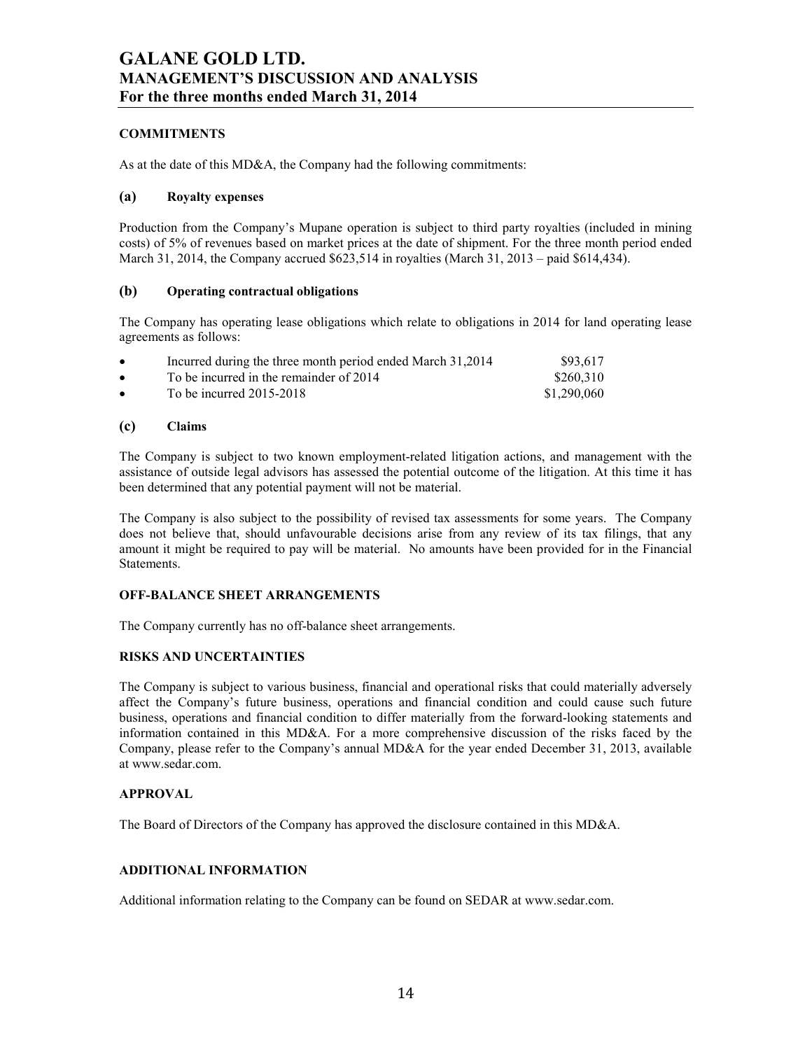## COMMITMENTS

As at the date of this MD&A, the Company had the following commitments:

### (a) Royalty expenses

Production from the Company's Mupane operation is subject to third party royalties (included in mining costs) of 5% of revenues based on market prices at the date of shipment. For the three month period ended March 31, 2014, the Company accrued $623,514 in royalties (March 31, 2013 – paid $614,434).

### (b) Operating contractual obligations

The Company has operating lease obligations which relate to obligations in 2014 for land operating lease agreements as follows:

- Incurred during the three month period ended March 31,2014 $93,617
- To be incurred in the remainder of 2014 $260,310
- To be incurred 2015-2018 $1,290,060

### (c) Claims

The Company is subject to two known employment-related litigation actions, and management with the assistance of outside legal advisors has assessed the potential outcome of the litigation. At this time it has been determined that any potential payment will not be material.

The Company is also subject to the possibility of revised tax assessments for some years. The Company does not believe that, should unfavourable decisions arise from any review of its tax filings, that any amount it might be required to pay will be material. No amounts have been provided for in the Financial Statements.

## OFF-BALANCE SHEET ARRANGEMENTS

The Company currently has no off-balance sheet arrangements.

## RISKS AND UNCERTAINTIES

The Company is subject to various business, financial and operational risks that could materially adversely affect the Company's future business, operations and financial condition and could cause such future business, operations and financial condition to differ materially from the forward-looking statements and information contained in this MD&A. For a more comprehensive discussion of the risks faced by the Company, please refer to the Company's annual MD&A for the year ended December 31, 2013, available at www.sedar.com.

## APPROVAL

The Board of Directors of the Company has approved the disclosure contained in this MD&A.

## ADDITIONAL INFORMATION

Additional information relating to the Company can be found on SEDAR at www.sedar.com.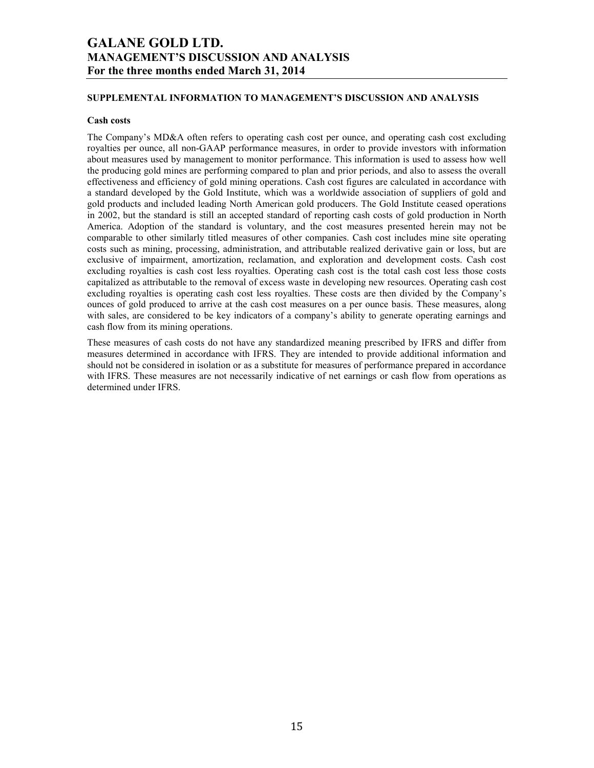## SUPPLEMENTAL INFORMATION TO MANAGEMENT'S DISCUSSION AND ANALYSIS

### Cash costs

The Company's MD&A often refers to operating cash cost per ounce, and operating cash cost excluding royalties per ounce, all non-GAAP performance measures, in order to provide investors with information about measures used by management to monitor performance. This information is used to assess how well the producing gold mines are performing compared to plan and prior periods, and also to assess the overall effectiveness and efficiency of gold mining operations. Cash cost figures are calculated in accordance with a standard developed by the Gold Institute, which was a worldwide association of suppliers of gold and gold products and included leading North American gold producers. The Gold Institute ceased operations in 2002, but the standard is still an accepted standard of reporting cash costs of gold production in North America. Adoption of the standard is voluntary, and the cost measures presented herein may not be comparable to other similarly titled measures of other companies. Cash cost includes mine site operating costs such as mining, processing, administration, and attributable realized derivative gain or loss, but are exclusive of impairment, amortization, reclamation, and exploration and development costs. Cash cost excluding royalties is cash cost less royalties. Operating cash cost is the total cash cost less those costs capitalized as attributable to the removal of excess waste in developing new resources. Operating cash cost excluding royalties is operating cash cost less royalties. These costs are then divided by the Company's ounces of gold produced to arrive at the cash cost measures on a per ounce basis. These measures, along with sales, are considered to be key indicators of a company's ability to generate operating earnings and cash flow from its mining operations.

These measures of cash costs do not have any standardized meaning prescribed by IFRS and differ from measures determined in accordance with IFRS. They are intended to provide additional information and should not be considered in isolation or as a substitute for measures of performance prepared in accordance with IFRS. These measures are not necessarily indicative of net earnings or cash flow from operations as determined under IFRS.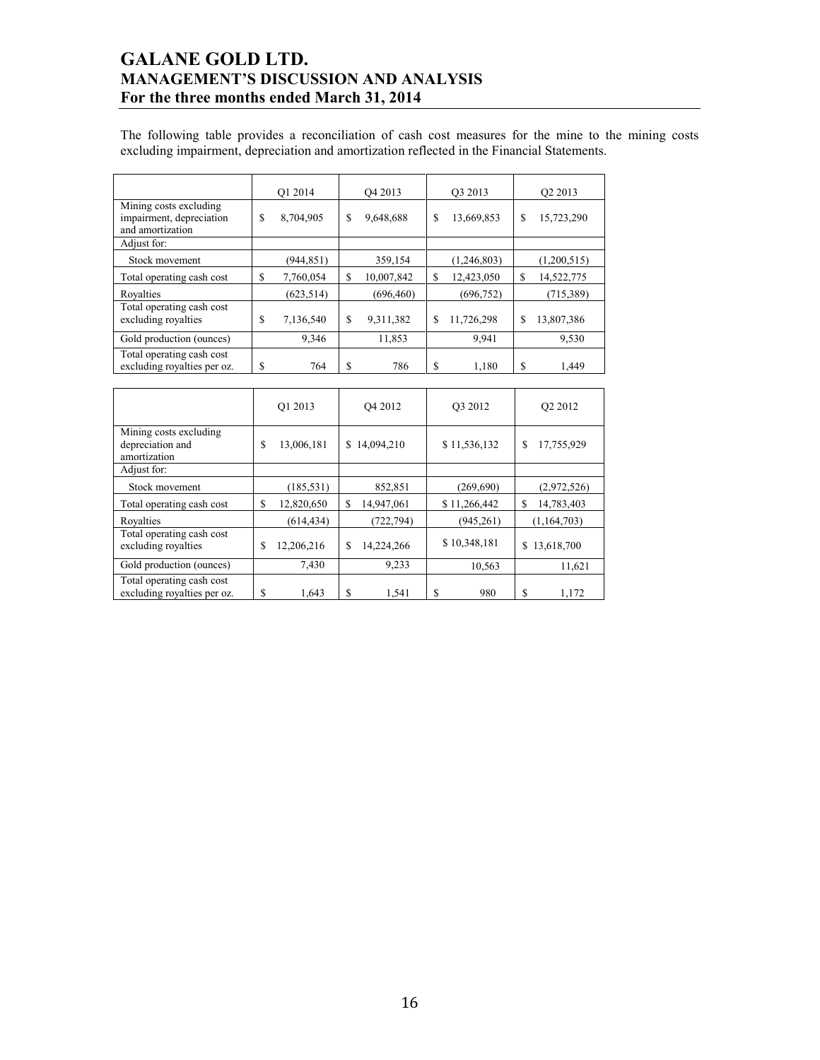# GALANE GOLD LTD.
# MANAGEMENT'S DISCUSSION AND ANALYSIS
# For the three months ended March 31, 2014

The following table provides a reconciliation of cash cost measures for the mine to the mining costs excluding impairment, depreciation and amortization reflected in the Financial Statements.

| | Q1 2014 | Q4 2013 | Q3 2013 | Q2 2013 |
|---|---|---|---|---|
| Mining costs excluding impairment, depreciation and amortization | $ 8,704,905 | $ 9,648,688 | $ 13,669,853 | $ 15,723,290 |
| Adjust for: | | | | |
| Stock movement | (944,851) | 359,154 | (1,246,803) | (1,200,515) |
| Total operating cash cost | $ 7,760,054 | $ 10,007,842 | $ 12,423,050 | $ 14,522,775 |
| Royalties | (623,514) | (696,460) | (696,752) | (715,389) |
| Total operating cash cost excluding royalties | $ 7,136,540 | $ 9,311,382 | $ 11,726,298 | $ 13,807,386 |
| Gold production (ounces) | 9,346 | 11,853 | 9,941 | 9,530 |
| Total operating cash cost excluding royalties per oz. | $ 764 | $ 786 | $ 1,180 | $ 1,449 |

| | Q1 2013 | Q4 2012 | Q3 2012 | Q2 2012 |
|---|---|---|---|---|
| Mining costs excluding depreciation and amortization | $ 13,006,181 | $ 14,094,210 | $ 11,536,132 | $ 17,755,929 |
| Adjust for: | | | | |
| Stock movement | (185,531) | 852,851 | (269,690) | (2,972,526) |
| Total operating cash cost | $ 12,820,650 | $ 14,947,061 | $ 11,266,442 | $ 14,783,403 |
| Royalties | (614,434) | (722,794) | (945,261) | (1,164,703) |
| Total operating cash cost excluding royalties | $ 12,206,216 | $ 14,224,266 | $ 10,348,181 | $ 13,618,700 |
| Gold production (ounces) | 7,430 | 9,233 | 10,563 | 11,621 |
| Total operating cash cost excluding royalties per oz. | $ 1,643 | $ 1,541 | $ 980 | $ 1,172 |